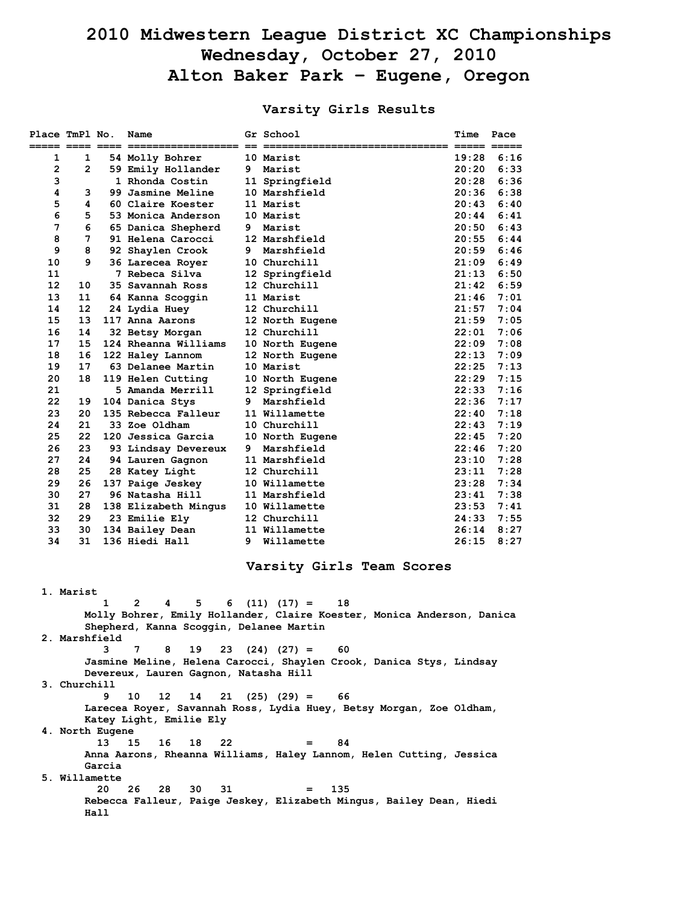# 2010 Midwestern League District XC Championships
# Wednesday, October 27, 2010
# Alton Baker Park - Eugene, Oregon

## Varsity Girls Results

| Place | TmPl | No. | Name | Gr | School | Time | Pace |
|---|---|---|---|---|---|---|---|
| 1 | 1 | 54 | Molly Bohrer | 10 | Marist | 19:28 | 6:16 |
| 2 | 2 | 59 | Emily Hollander | 9 | Marist | 20:20 | 6:33 |
| 3 | | 1 | Rhonda Costin | 11 | Springfield | 20:28 | 6:36 |
| 4 | 3 | 99 | Jasmine Meline | 10 | Marshfield | 20:36 | 6:38 |
| 5 | 4 | 60 | Claire Koester | 11 | Marist | 20:43 | 6:40 |
| 6 | 5 | 53 | Monica Anderson | 10 | Marist | 20:44 | 6:41 |
| 7 | 6 | 65 | Danica Shepherd | 9 | Marist | 20:50 | 6:43 |
| 8 | 7 | 91 | Helena Carocci | 12 | Marshfield | 20:55 | 6:44 |
| 9 | 8 | 92 | Shaylen Crook | 9 | Marshfield | 20:59 | 6:46 |
| 10 | 9 | 36 | Larecea Royer | 10 | Churchill | 21:09 | 6:49 |
| 11 | | 7 | Rebeca Silva | 12 | Springfield | 21:13 | 6:50 |
| 12 | 10 | 35 | Savannah Ross | 12 | Churchill | 21:42 | 6:59 |
| 13 | 11 | 64 | Kanna Scoggin | 11 | Marist | 21:46 | 7:01 |
| 14 | 12 | 24 | Lydia Huey | 12 | Churchill | 21:57 | 7:04 |
| 15 | 13 | 117 | Anna Aarons | 12 | North Eugene | 21:59 | 7:05 |
| 16 | 14 | 32 | Betsy Morgan | 12 | Churchill | 22:01 | 7:06 |
| 17 | 15 | 124 | Rheanna Williams | 10 | North Eugene | 22:09 | 7:08 |
| 18 | 16 | 122 | Haley Lannom | 12 | North Eugene | 22:13 | 7:09 |
| 19 | 17 | 63 | Delanee Martin | 10 | Marist | 22:25 | 7:13 |
| 20 | 18 | 119 | Helen Cutting | 10 | North Eugene | 22:29 | 7:15 |
| 21 | | 5 | Amanda Merrill | 12 | Springfield | 22:33 | 7:16 |
| 22 | 19 | 104 | Danica Stys | 9 | Marshfield | 22:36 | 7:17 |
| 23 | 20 | 135 | Rebecca Falleur | 11 | Willamette | 22:40 | 7:18 |
| 24 | 21 | 33 | Zoe Oldham | 10 | Churchill | 22:43 | 7:19 |
| 25 | 22 | 120 | Jessica Garcia | 10 | North Eugene | 22:45 | 7:20 |
| 26 | 23 | 93 | Lindsay Devereux | 9 | Marshfield | 22:46 | 7:20 |
| 27 | 24 | 94 | Lauren Gagnon | 11 | Marshfield | 23:10 | 7:28 |
| 28 | 25 | 28 | Katey Light | 12 | Churchill | 23:11 | 7:28 |
| 29 | 26 | 137 | Paige Jeskey | 10 | Willamette | 23:28 | 7:34 |
| 30 | 27 | 96 | Natasha Hill | 11 | Marshfield | 23:41 | 7:38 |
| 31 | 28 | 138 | Elizabeth Mingus | 10 | Willamette | 23:53 | 7:41 |
| 32 | 29 | 23 | Emilie Ely | 12 | Churchill | 24:33 | 7:55 |
| 33 | 30 | 134 | Bailey Dean | 11 | Willamette | 26:14 | 8:27 |
| 34 | 31 | 136 | Hiedi Hall | 9 | Willamette | 26:15 | 8:27 |

## Varsity Girls Team Scores

1. Marist
   1 2 4 5 6 (11) (17) = 18
   Molly Bohrer, Emily Hollander, Claire Koester, Monica Anderson, Danica Shepherd, Kanna Scoggin, Delanee Martin
2. Marshfield
   3 7 8 19 23 (24) (27) = 60
   Jasmine Meline, Helena Carocci, Shaylen Crook, Danica Stys, Lindsay Devereux, Lauren Gagnon, Natasha Hill
3. Churchill
   9 10 12 14 21 (25) (29) = 66
   Larecea Royer, Savannah Ross, Lydia Huey, Betsy Morgan, Zoe Oldham, Katey Light, Emilie Ely
4. North Eugene
   13 15 16 18 22 = 84
   Anna Aarons, Rheanna Williams, Haley Lannom, Helen Cutting, Jessica Garcia
5. Willamette
   20 26 28 30 31 = 135
   Rebecca Falleur, Paige Jeskey, Elizabeth Mingus, Bailey Dean, Hiedi Hall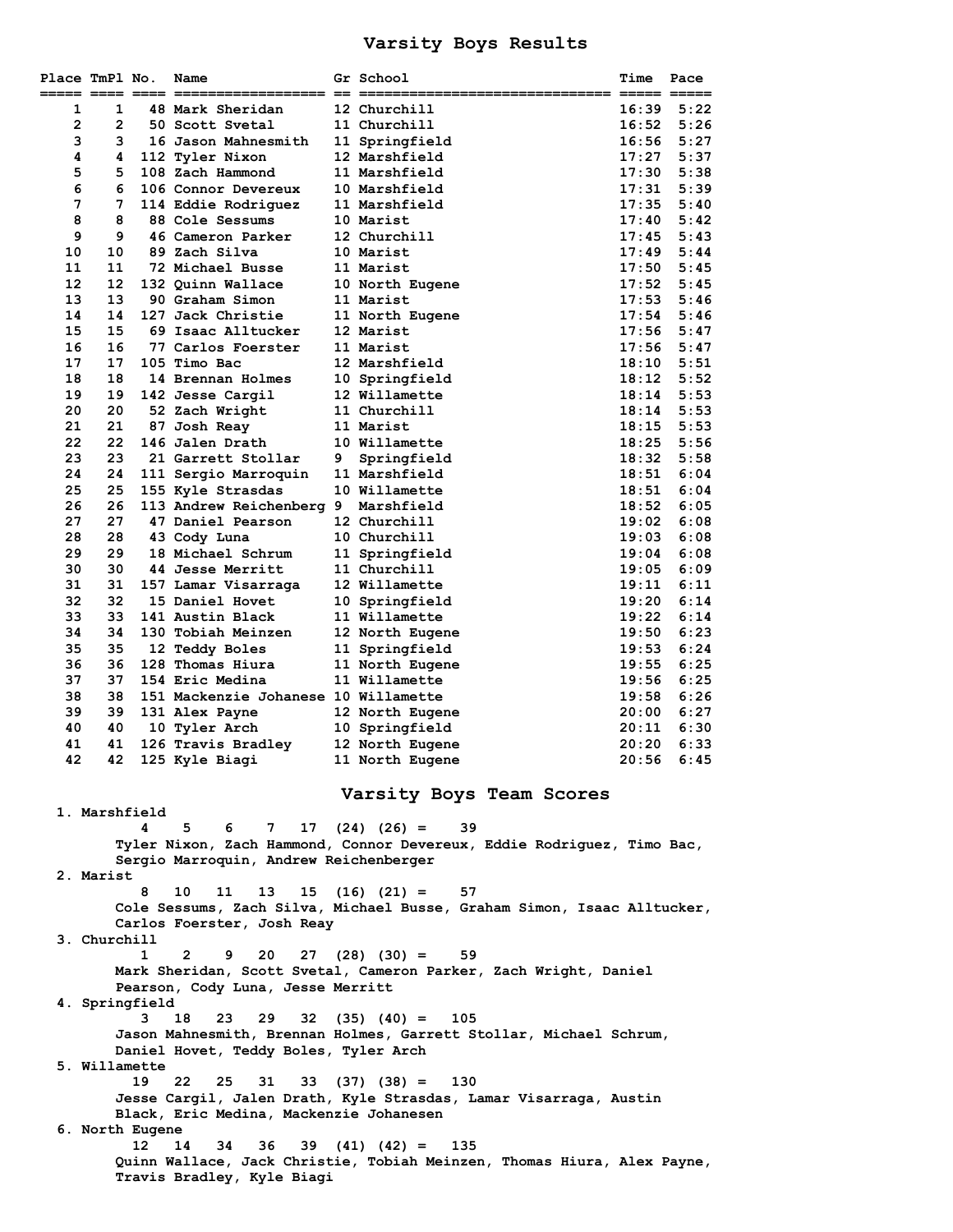## Varsity Boys Results

| Place | TmPl | No. | Name | Gr | School | Time | Pace |
|---|---|---|---|---|---|---|---|
| 1 | 1 | 48 | Mark Sheridan | 12 | Churchill | 16:39 | 5:22 |
| 2 | 2 | 50 | Scott Svetal | 11 | Churchill | 16:52 | 5:26 |
| 3 | 3 | 16 | Jason Mahnesmith | 11 | Springfield | 16:56 | 5:27 |
| 4 | 4 | 112 | Tyler Nixon | 12 | Marshfield | 17:27 | 5:37 |
| 5 | 5 | 108 | Zach Hammond | 11 | Marshfield | 17:30 | 5:38 |
| 6 | 6 | 106 | Connor Devereux | 10 | Marshfield | 17:31 | 5:39 |
| 7 | 7 | 114 | Eddie Rodriguez | 11 | Marshfield | 17:35 | 5:40 |
| 8 | 8 | 88 | Cole Sessums | 10 | Marist | 17:40 | 5:42 |
| 9 | 9 | 46 | Cameron Parker | 12 | Churchill | 17:45 | 5:43 |
| 10 | 10 | 89 | Zach Silva | 10 | Marist | 17:49 | 5:44 |
| 11 | 11 | 72 | Michael Busse | 11 | Marist | 17:50 | 5:45 |
| 12 | 12 | 132 | Quinn Wallace | 10 | North Eugene | 17:52 | 5:45 |
| 13 | 13 | 90 | Graham Simon | 11 | Marist | 17:53 | 5:46 |
| 14 | 14 | 127 | Jack Christie | 11 | North Eugene | 17:54 | 5:46 |
| 15 | 15 | 69 | Isaac Alltucker | 12 | Marist | 17:56 | 5:47 |
| 16 | 16 | 77 | Carlos Foerster | 11 | Marist | 17:56 | 5:47 |
| 17 | 17 | 105 | Timo Bac | 12 | Marshfield | 18:10 | 5:51 |
| 18 | 18 | 14 | Brennan Holmes | 10 | Springfield | 18:12 | 5:52 |
| 19 | 19 | 142 | Jesse Cargil | 12 | Willamette | 18:14 | 5:53 |
| 20 | 20 | 52 | Zach Wright | 11 | Churchill | 18:14 | 5:53 |
| 21 | 21 | 87 | Josh Reay | 11 | Marist | 18:15 | 5:53 |
| 22 | 22 | 146 | Jalen Drath | 10 | Willamette | 18:25 | 5:56 |
| 23 | 23 | 21 | Garrett Stollar | 9 | Springfield | 18:32 | 5:58 |
| 24 | 24 | 111 | Sergio Marroquin | 11 | Marshfield | 18:51 | 6:04 |
| 25 | 25 | 155 | Kyle Strasdas | 10 | Willamette | 18:51 | 6:04 |
| 26 | 26 | 113 | Andrew Reichenberg | 9 | Marshfield | 18:52 | 6:05 |
| 27 | 27 | 47 | Daniel Pearson | 12 | Churchill | 19:02 | 6:08 |
| 28 | 28 | 43 | Cody Luna | 10 | Churchill | 19:03 | 6:08 |
| 29 | 29 | 18 | Michael Schrum | 11 | Springfield | 19:04 | 6:08 |
| 30 | 30 | 44 | Jesse Merritt | 11 | Churchill | 19:05 | 6:09 |
| 31 | 31 | 157 | Lamar Visarraga | 12 | Willamette | 19:11 | 6:11 |
| 32 | 32 | 15 | Daniel Hovet | 10 | Springfield | 19:20 | 6:14 |
| 33 | 33 | 141 | Austin Black | 11 | Willamette | 19:22 | 6:14 |
| 34 | 34 | 130 | Tobiah Meinzen | 12 | North Eugene | 19:50 | 6:23 |
| 35 | 35 | 12 | Teddy Boles | 11 | Springfield | 19:53 | 6:24 |
| 36 | 36 | 128 | Thomas Hiura | 11 | North Eugene | 19:55 | 6:25 |
| 37 | 37 | 154 | Eric Medina | 11 | Willamette | 19:56 | 6:25 |
| 38 | 38 | 151 | Mackenzie Johanese | 10 | Willamette | 19:58 | 6:26 |
| 39 | 39 | 131 | Alex Payne | 12 | North Eugene | 20:00 | 6:27 |
| 40 | 40 | 10 | Tyler Arch | 10 | Springfield | 20:11 | 6:30 |
| 41 | 41 | 126 | Travis Bradley | 12 | North Eugene | 20:20 | 6:33 |
| 42 | 42 | 125 | Kyle Biagi | 11 | North Eugene | 20:56 | 6:45 |

## Varsity Boys Team Scores

1. Marshfield
   4 5 6 7 17 (24) (26) = 39
   Tyler Nixon, Zach Hammond, Connor Devereux, Eddie Rodriguez, Timo Bac, Sergio Marroquin, Andrew Reichenberger
2. Marist
   8 10 11 13 15 (16) (21) = 57
   Cole Sessums, Zach Silva, Michael Busse, Graham Simon, Isaac Alltucker, Carlos Foerster, Josh Reay
3. Churchill
   1 2 9 20 27 (28) (30) = 59
   Mark Sheridan, Scott Svetal, Cameron Parker, Zach Wright, Daniel Pearson, Cody Luna, Jesse Merritt
4. Springfield
   3 18 23 29 32 (35) (40) = 105
   Jason Mahnesmith, Brennan Holmes, Garrett Stollar, Michael Schrum, Daniel Hovet, Teddy Boles, Tyler Arch
5. Willamette
   19 22 25 31 33 (37) (38) = 130
   Jesse Cargil, Jalen Drath, Kyle Strasdas, Lamar Visarraga, Austin Black, Eric Medina, Mackenzie Johanesen
6. North Eugene
   12 14 34 36 39 (41) (42) = 135
   Quinn Wallace, Jack Christie, Tobiah Meinzen, Thomas Hiura, Alex Payne, Travis Bradley, Kyle Biagi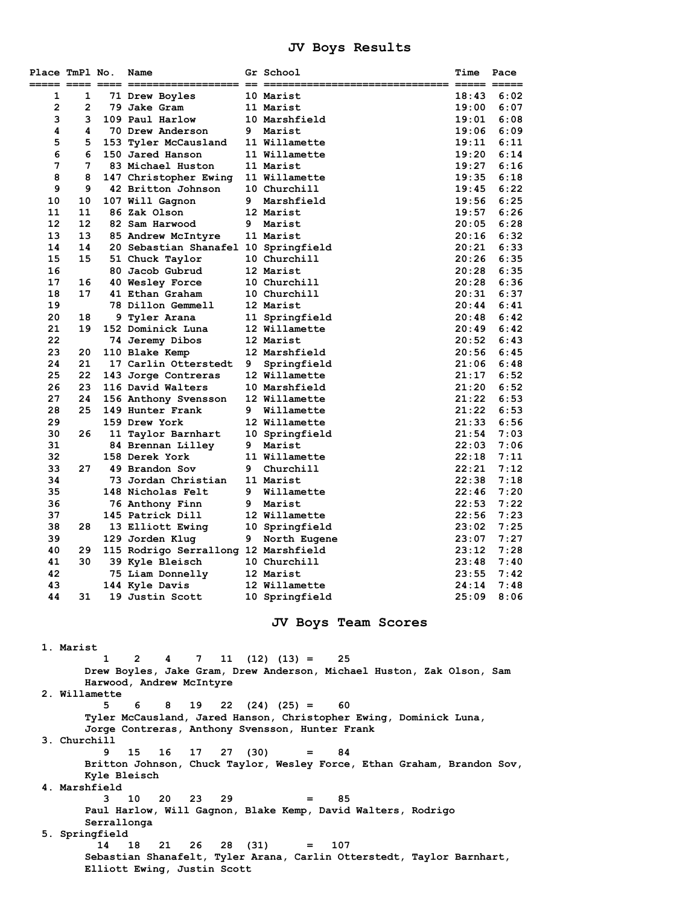# JV Boys Results

| Place | TmPl | No. | Name | Gr | School | Time | Pace |
|---|---|---|---|---|---|---|---|
| 1 | 1 | 71 | Drew Boyles | 10 | Marist | 18:43 | 6:02 |
| 2 | 2 | 79 | Jake Gram | 11 | Marist | 19:00 | 6:07 |
| 3 | 3 | 109 | Paul Harlow | 10 | Marshfield | 19:01 | 6:08 |
| 4 | 4 | 70 | Drew Anderson | 9 | Marist | 19:06 | 6:09 |
| 5 | 5 | 153 | Tyler McCausland | 11 | Willamette | 19:11 | 6:11 |
| 6 | 6 | 150 | Jared Hanson | 11 | Willamette | 19:20 | 6:14 |
| 7 | 7 | 83 | Michael Huston | 11 | Marist | 19:27 | 6:16 |
| 8 | 8 | 147 | Christopher Ewing | 11 | Willamette | 19:35 | 6:18 |
| 9 | 9 | 42 | Britton Johnson | 10 | Churchill | 19:45 | 6:22 |
| 10 | 10 | 107 | Will Gagnon | 9 | Marshfield | 19:56 | 6:25 |
| 11 | 11 | 86 | Zak Olson | 12 | Marist | 19:57 | 6:26 |
| 12 | 12 | 82 | Sam Harwood | 9 | Marist | 20:05 | 6:28 |
| 13 | 13 | 85 | Andrew McIntyre | 11 | Marist | 20:16 | 6:32 |
| 14 | 14 | 20 | Sebastian Shanafel | 10 | Springfield | 20:21 | 6:33 |
| 15 | 15 | 51 | Chuck Taylor | 10 | Churchill | 20:26 | 6:35 |
| 16 | | 80 | Jacob Gubrud | 12 | Marist | 20:28 | 6:35 |
| 17 | 16 | 40 | Wesley Force | 10 | Churchill | 20:28 | 6:36 |
| 18 | 17 | 41 | Ethan Graham | 10 | Churchill | 20:31 | 6:37 |
| 19 | | 78 | Dillon Gemmell | 12 | Marist | 20:44 | 6:41 |
| 20 | 18 | 9 | Tyler Arana | 11 | Springfield | 20:48 | 6:42 |
| 21 | 19 | 152 | Dominick Luna | 12 | Willamette | 20:49 | 6:42 |
| 22 | | 74 | Jeremy Dibos | 12 | Marist | 20:52 | 6:43 |
| 23 | 20 | 110 | Blake Kemp | 12 | Marshfield | 20:56 | 6:45 |
| 24 | 21 | 17 | Carlin Otterstedt | 9 | Springfield | 21:06 | 6:48 |
| 25 | 22 | 143 | Jorge Contreras | 12 | Willamette | 21:17 | 6:52 |
| 26 | 23 | 116 | David Walters | 10 | Marshfield | 21:20 | 6:52 |
| 27 | 24 | 156 | Anthony Svensson | 12 | Willamette | 21:22 | 6:53 |
| 28 | 25 | 149 | Hunter Frank | 9 | Willamette | 21:22 | 6:53 |
| 29 | | 159 | Drew York | 12 | Willamette | 21:33 | 6:56 |
| 30 | 26 | 11 | Taylor Barnhart | 10 | Springfield | 21:54 | 7:03 |
| 31 | | 84 | Brennan Lilley | 9 | Marist | 22:03 | 7:06 |
| 32 | | 158 | Derek York | 11 | Willamette | 22:18 | 7:11 |
| 33 | 27 | 49 | Brandon Sov | 9 | Churchill | 22:21 | 7:12 |
| 34 | | 73 | Jordan Christian | 11 | Marist | 22:38 | 7:18 |
| 35 | | 148 | Nicholas Felt | 9 | Willamette | 22:46 | 7:20 |
| 36 | | 76 | Anthony Finn | 9 | Marist | 22:53 | 7:22 |
| 37 | | 145 | Patrick Dill | 12 | Willamette | 22:56 | 7:23 |
| 38 | 28 | 13 | Elliott Ewing | 10 | Springfield | 23:02 | 7:25 |
| 39 | | 129 | Jorden Klug | 9 | North Eugene | 23:07 | 7:27 |
| 40 | 29 | 115 | Rodrigo Serrallong | 12 | Marshfield | 23:12 | 7:28 |
| 41 | 30 | 39 | Kyle Bleisch | 10 | Churchill | 23:48 | 7:40 |
| 42 | | 75 | Liam Donnelly | 12 | Marist | 23:55 | 7:42 |
| 43 | | 144 | Kyle Davis | 12 | Willamette | 24:14 | 7:48 |
| 44 | 31 | 19 | Justin Scott | 10 | Springfield | 25:09 | 8:06 |

# JV Boys Team Scores

1. Marist
   1 2 4 7 11 (12) (13) = 25
   Drew Boyles, Jake Gram, Drew Anderson, Michael Huston, Zak Olson, Sam Harwood, Andrew McIntyre
2. Willamette
   5 6 8 19 22 (24) (25) = 60
   Tyler McCausland, Jared Hanson, Christopher Ewing, Dominick Luna, Jorge Contreras, Anthony Svensson, Hunter Frank
3. Churchill
   9 15 16 17 27 (30) = 84
   Britton Johnson, Chuck Taylor, Wesley Force, Ethan Graham, Brandon Sov, Kyle Bleisch
4. Marshfield
   3 10 20 23 29 = 85
   Paul Harlow, Will Gagnon, Blake Kemp, David Walters, Rodrigo Serrallonga
5. Springfield
   14 18 21 26 28 (31) = 107
   Sebastian Shanafelt, Tyler Arana, Carlin Otterstedt, Taylor Barnhart, Elliott Ewing, Justin Scott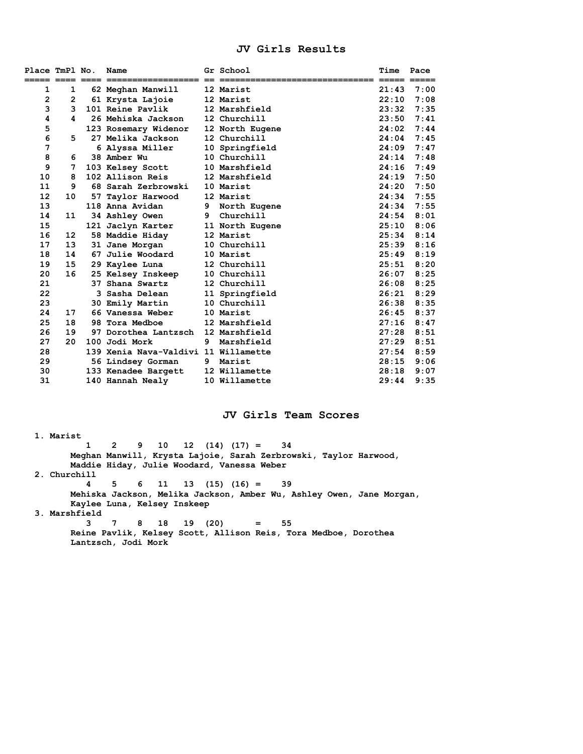## JV Girls Results

| Place | TmPl | No. | Name | Gr | School | Time | Pace |
|---|---|---|---|---|---|---|---|
| 1 | 1 | 62 | Meghan Manwill | 12 | Marist | 21:43 | 7:00 |
| 2 | 2 | 61 | Krysta Lajoie | 12 | Marist | 22:10 | 7:08 |
| 3 | 3 | 101 | Reine Pavlik | 12 | Marshfield | 23:32 | 7:35 |
| 4 | 4 | 26 | Mehiska Jackson | 12 | Churchill | 23:50 | 7:41 |
| 5 | | 123 | Rosemary Widenor | 12 | North Eugene | 24:02 | 7:44 |
| 6 | 5 | 27 | Melika Jackson | 12 | Churchill | 24:04 | 7:45 |
| 7 | | 6 | Alyssa Miller | 10 | Springfield | 24:09 | 7:47 |
| 8 | 6 | 38 | Amber Wu | 10 | Churchill | 24:14 | 7:48 |
| 9 | 7 | 103 | Kelsey Scott | 10 | Marshfield | 24:16 | 7:49 |
| 10 | 8 | 102 | Allison Reis | 12 | Marshfield | 24:19 | 7:50 |
| 11 | 9 | 68 | Sarah Zerbrowski | 10 | Marist | 24:20 | 7:50 |
| 12 | 10 | 57 | Taylor Harwood | 12 | Marist | 24:34 | 7:55 |
| 13 | | 118 | Anna Avidan | 9 | North Eugene | 24:34 | 7:55 |
| 14 | 11 | 34 | Ashley Owen | 9 | Churchill | 24:54 | 8:01 |
| 15 | | 121 | Jaclyn Karter | 11 | North Eugene | 25:10 | 8:06 |
| 16 | 12 | 58 | Maddie Hiday | 12 | Marist | 25:34 | 8:14 |
| 17 | 13 | 31 | Jane Morgan | 10 | Churchill | 25:39 | 8:16 |
| 18 | 14 | 67 | Julie Woodard | 10 | Marist | 25:49 | 8:19 |
| 19 | 15 | 29 | Kaylee Luna | 12 | Churchill | 25:51 | 8:20 |
| 20 | 16 | 25 | Kelsey Inskeep | 10 | Churchill | 26:07 | 8:25 |
| 21 | | 37 | Shana Swartz | 12 | Churchill | 26:08 | 8:25 |
| 22 | | 3 | Sasha Delean | 11 | Springfield | 26:21 | 8:29 |
| 23 | | 30 | Emily Martin | 10 | Churchill | 26:38 | 8:35 |
| 24 | 17 | 66 | Vanessa Weber | 10 | Marist | 26:45 | 8:37 |
| 25 | 18 | 98 | Tora Medboe | 12 | Marshfield | 27:16 | 8:47 |
| 26 | 19 | 97 | Dorothea Lantzsch | 12 | Marshfield | 27:28 | 8:51 |
| 27 | 20 | 100 | Jodi Mork | 9 | Marshfield | 27:29 | 8:51 |
| 28 | | 139 | Xenia Nava-Valdivi | 11 | Willamette | 27:54 | 8:59 |
| 29 | | 56 | Lindsey Gorman | 9 | Marist | 28:15 | 9:06 |
| 30 | | 133 | Kenadee Bargett | 12 | Willamette | 28:18 | 9:07 |
| 31 | | 140 | Hannah Nealy | 10 | Willamette | 29:44 | 9:35 |

## JV Girls Team Scores

1. Marist
   1 2 9 10 12 (14) (17) = 34
   Meghan Manwill, Krysta Lajoie, Sarah Zerbrowski, Taylor Harwood, Maddie Hiday, Julie Woodard, Vanessa Weber
2. Churchill
   4 5 6 11 13 (15) (16) = 39
   Mehiska Jackson, Melika Jackson, Amber Wu, Ashley Owen, Jane Morgan, Kaylee Luna, Kelsey Inskeep
3. Marshfield
   3 7 8 18 19 (20) = 55
   Reine Pavlik, Kelsey Scott, Allison Reis, Tora Medboe, Dorothea Lantzsch, Jodi Mork